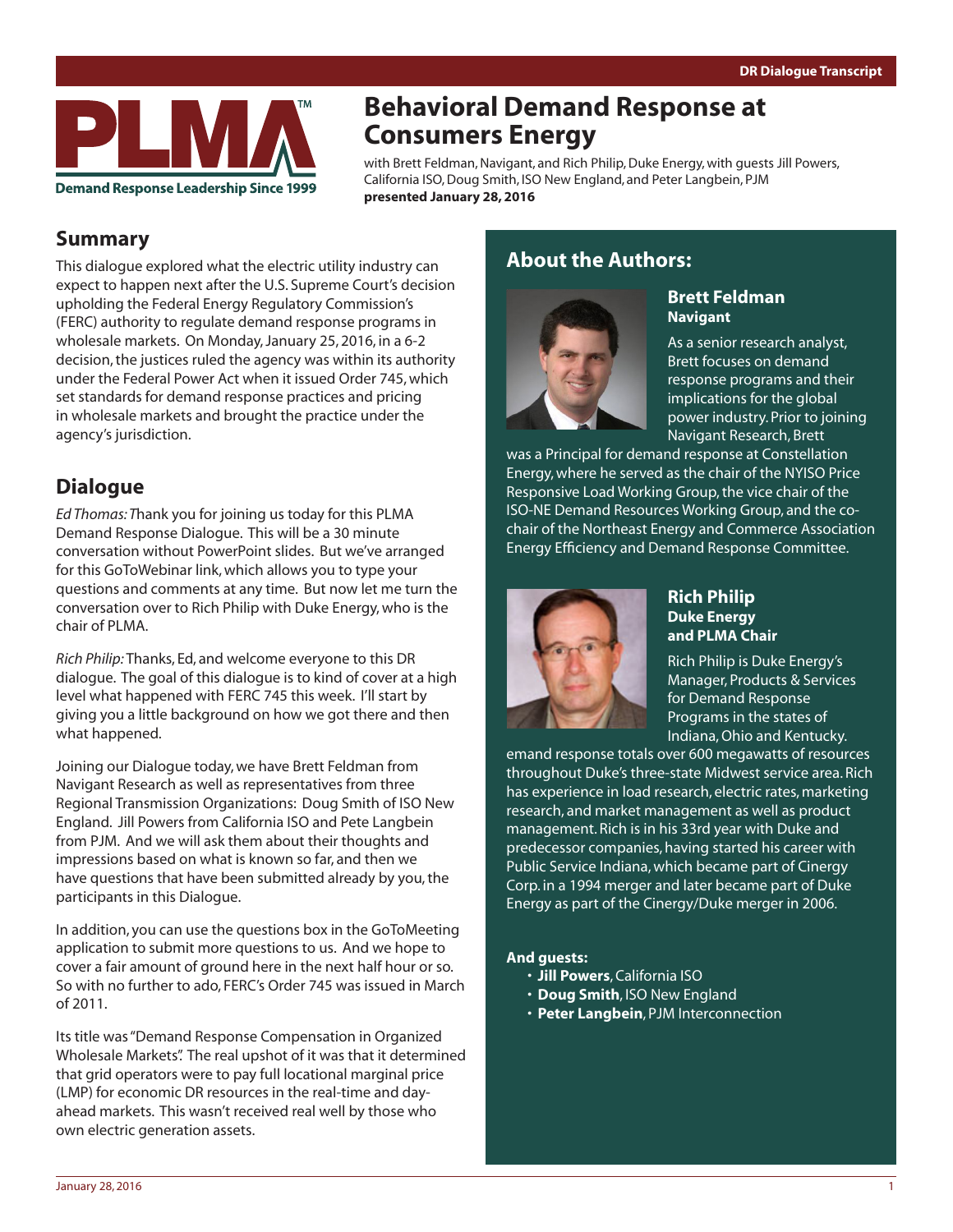# Behavioral Demand Response at Consumers Energy

with Brett Feldman, Navigant, and Rich Philip, Duke Energy, with guests Jill Powers, California ISO, Doug Smith, ISO New England, and Peter Langbein, PJM
**presented January 28, 2016**

## Summary

This dialogue explored what the electric utility industry can expect to happen next after the U.S. Supreme Court's decision upholding the Federal Energy Regulatory Commission's (FERC) authority to regulate demand response programs in wholesale markets. On Monday, January 25, 2016, in a 6-2 decision, the justices ruled the agency was within its authority under the Federal Power Act when it issued Order 745, which set standards for demand response practices and pricing in wholesale markets and brought the practice under the agency's jurisdiction.

## Dialogue

*Ed Thomas:* Thank you for joining us today for this PLMA Demand Response Dialogue. This will be a 30 minute conversation without PowerPoint slides. But we've arranged for this GoToWebinar link, which allows you to type your questions and comments at any time. But now let me turn the conversation over to Rich Philip with Duke Energy, who is the chair of PLMA.

*Rich Philip:* Thanks, Ed, and welcome everyone to this DR dialogue. The goal of this dialogue is to kind of cover at a high level what happened with FERC 745 this week. I'll start by giving you a little background on how we got there and then what happened.

Joining our Dialogue today, we have Brett Feldman from Navigant Research as well as representatives from three Regional Transmission Organizations: Doug Smith of ISO New England. Jill Powers from California ISO and Pete Langbein from PJM. And we will ask them about their thoughts and impressions based on what is known so far, and then we have questions that have been submitted already by you, the participants in this Dialogue.

In addition, you can use the questions box in the GoToMeeting application to submit more questions to us. And we hope to cover a fair amount of ground here in the next half hour or so. So with no further to ado, FERC's Order 745 was issued in March of 2011.

Its title was "Demand Response Compensation in Organized Wholesale Markets". The real upshot of it was that it determined that grid operators were to pay full locational marginal price (LMP) for economic DR resources in the real-time and day-ahead markets. This wasn't received real well by those who own electric generation assets.

## About the Authors:

### Brett Feldman
**Navigant**

As a senior research analyst, Brett focuses on demand response programs and their implications for the global power industry. Prior to joining Navigant Research, Brett was a Principal for demand response at Constellation Energy, where he served as the chair of the NYISO Price Responsive Load Working Group, the vice chair of the ISO-NE Demand Resources Working Group, and the co-chair of the Northeast Energy and Commerce Association Energy Efficiency and Demand Response Committee.

### Rich Philip
**Duke Energy and PLMA Chair**

Rich Philip is Duke Energy's Manager, Products & Services for Demand Response Programs in the states of Indiana, Ohio and Kentucky. emand response totals over 600 megawatts of resources throughout Duke's three-state Midwest service area. Rich has experience in load research, electric rates, marketing research, and market management as well as product management. Rich is in his 33rd year with Duke and predecessor companies, having started his career with Public Service Indiana, which became part of Cinergy Corp. in a 1994 merger and later became part of Duke Energy as part of the Cinergy/Duke merger in 2006.

**And guests:**

- **Jill Powers**, California ISO
- **Doug Smith**, ISO New England
- **Peter Langbein**, PJM Interconnection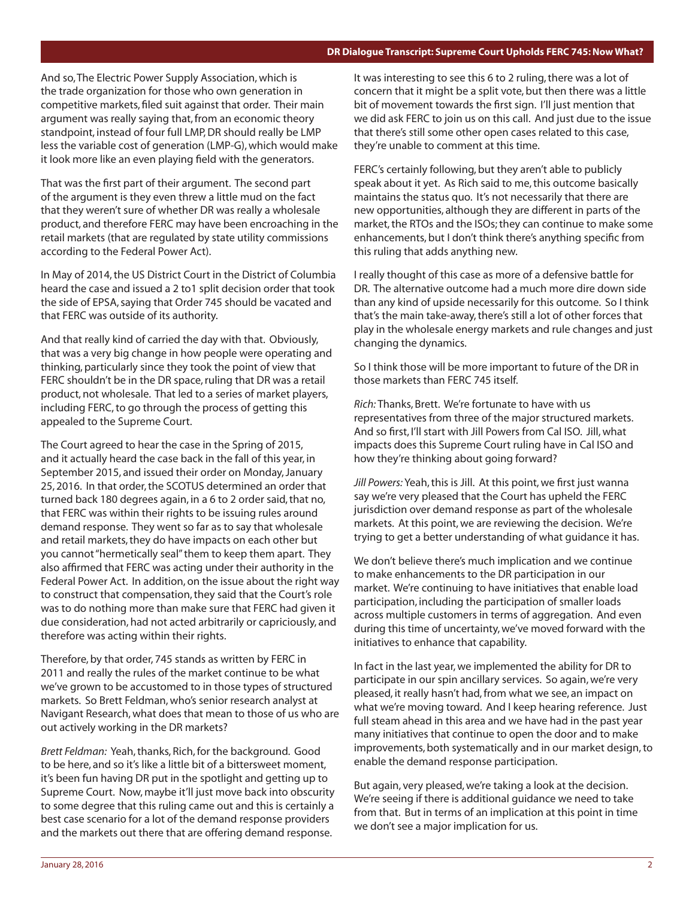And so, The Electric Power Supply Association, which is the trade organization for those who own generation in competitive markets, filed suit against that order. Their main argument was really saying that, from an economic theory standpoint, instead of four full LMP, DR should really be LMP less the variable cost of generation (LMP-G), which would make it look more like an even playing field with the generators.

That was the first part of their argument. The second part of the argument is they even threw a little mud on the fact that they weren't sure of whether DR was really a wholesale product, and therefore FERC may have been encroaching in the retail markets (that are regulated by state utility commissions according to the Federal Power Act).

In May of 2014, the US District Court in the District of Columbia heard the case and issued a 2 to1 split decision order that took the side of EPSA, saying that Order 745 should be vacated and that FERC was outside of its authority.

And that really kind of carried the day with that. Obviously, that was a very big change in how people were operating and thinking, particularly since they took the point of view that FERC shouldn't be in the DR space, ruling that DR was a retail product, not wholesale. That led to a series of market players, including FERC, to go through the process of getting this appealed to the Supreme Court.

The Court agreed to hear the case in the Spring of 2015, and it actually heard the case back in the fall of this year, in September 2015, and issued their order on Monday, January 25, 2016. In that order, the SCOTUS determined an order that turned back 180 degrees again, in a 6 to 2 order said, that no, that FERC was within their rights to be issuing rules around demand response. They went so far as to say that wholesale and retail markets, they do have impacts on each other but you cannot "hermetically seal" them to keep them apart. They also affirmed that FERC was acting under their authority in the Federal Power Act. In addition, on the issue about the right way to construct that compensation, they said that the Court's role was to do nothing more than make sure that FERC had given it due consideration, had not acted arbitrarily or capriciously, and therefore was acting within their rights.

Therefore, by that order, 745 stands as written by FERC in 2011 and really the rules of the market continue to be what we've grown to be accustomed to in those types of structured markets. So Brett Feldman, who's senior research analyst at Navigant Research, what does that mean to those of us who are out actively working in the DR markets?

*Brett Feldman:* Yeah, thanks, Rich, for the background. Good to be here, and so it's like a little bit of a bittersweet moment, it's been fun having DR put in the spotlight and getting up to Supreme Court. Now, maybe it'll just move back into obscurity to some degree that this ruling came out and this is certainly a best case scenario for a lot of the demand response providers and the markets out there that are offering demand response.

It was interesting to see this 6 to 2 ruling, there was a lot of concern that it might be a split vote, but then there was a little bit of movement towards the first sign. I'll just mention that we did ask FERC to join us on this call. And just due to the issue that there's still some other open cases related to this case, they're unable to comment at this time.

FERC's certainly following, but they aren't able to publicly speak about it yet. As Rich said to me, this outcome basically maintains the status quo. It's not necessarily that there are new opportunities, although they are different in parts of the market, the RTOs and the ISOs; they can continue to make some enhancements, but I don't think there's anything specific from this ruling that adds anything new.

I really thought of this case as more of a defensive battle for DR. The alternative outcome had a much more dire down side than any kind of upside necessarily for this outcome. So I think that's the main take-away, there's still a lot of other forces that play in the wholesale energy markets and rule changes and just changing the dynamics.

So I think those will be more important to future of the DR in those markets than FERC 745 itself.

*Rich:* Thanks, Brett. We're fortunate to have with us representatives from three of the major structured markets. And so first, I'll start with Jill Powers from Cal ISO. Jill, what impacts does this Supreme Court ruling have in Cal ISO and how they're thinking about going forward?

*Jill Powers:* Yeah, this is Jill. At this point, we first just wanna say we're very pleased that the Court has upheld the FERC jurisdiction over demand response as part of the wholesale markets. At this point, we are reviewing the decision. We're trying to get a better understanding of what guidance it has.

We don't believe there's much implication and we continue to make enhancements to the DR participation in our market. We're continuing to have initiatives that enable load participation, including the participation of smaller loads across multiple customers in terms of aggregation. And even during this time of uncertainty, we've moved forward with the initiatives to enhance that capability.

In fact in the last year, we implemented the ability for DR to participate in our spin ancillary services. So again, we're very pleased, it really hasn't had, from what we see, an impact on what we're moving toward. And I keep hearing reference. Just full steam ahead in this area and we have had in the past year many initiatives that continue to open the door and to make improvements, both systematically and in our market design, to enable the demand response participation.

But again, very pleased, we're taking a look at the decision. We're seeing if there is additional guidance we need to take from that. But in terms of an implication at this point in time we don't see a major implication for us.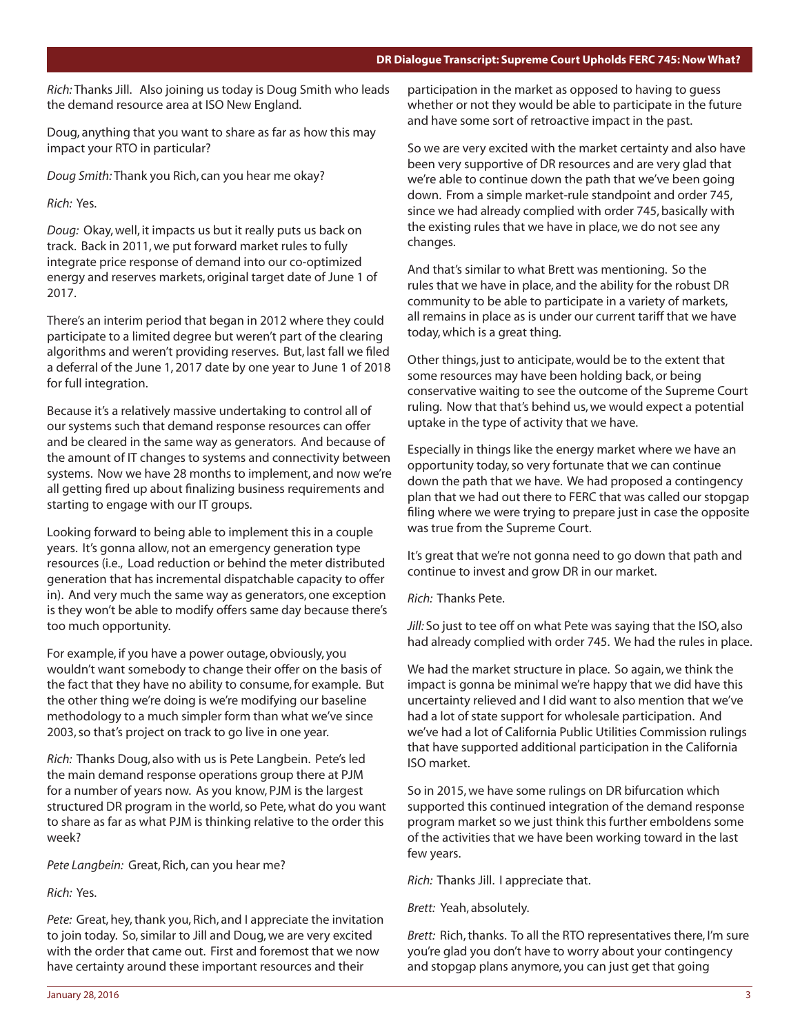*Rich:* Thanks Jill. Also joining us today is Doug Smith who leads the demand resource area at ISO New England.

Doug, anything that you want to share as far as how this may impact your RTO in particular?

*Doug Smith:* Thank you Rich, can you hear me okay?

*Rich:* Yes.

*Doug:* Okay, well, it impacts us but it really puts us back on track. Back in 2011, we put forward market rules to fully integrate price response of demand into our co-optimized energy and reserves markets, original target date of June 1 of 2017.

There's an interim period that began in 2012 where they could participate to a limited degree but weren't part of the clearing algorithms and weren't providing reserves. But, last fall we filed a deferral of the June 1, 2017 date by one year to June 1 of 2018 for full integration.

Because it's a relatively massive undertaking to control all of our systems such that demand response resources can offer and be cleared in the same way as generators. And because of the amount of IT changes to systems and connectivity between systems. Now we have 28 months to implement, and now we're all getting fired up about finalizing business requirements and starting to engage with our IT groups.

Looking forward to being able to implement this in a couple years. It's gonna allow, not an emergency generation type resources (i.e., Load reduction or behind the meter distributed generation that has incremental dispatchable capacity to offer in). And very much the same way as generators, one exception is they won't be able to modify offers same day because there's too much opportunity.

For example, if you have a power outage, obviously, you wouldn't want somebody to change their offer on the basis of the fact that they have no ability to consume, for example. But the other thing we're doing is we're modifying our baseline methodology to a much simpler form than what we've since 2003, so that's project on track to go live in one year.

*Rich:* Thanks Doug, also with us is Pete Langbein. Pete's led the main demand response operations group there at PJM for a number of years now. As you know, PJM is the largest structured DR program in the world, so Pete, what do you want to share as far as what PJM is thinking relative to the order this week?

*Pete Langbein:* Great, Rich, can you hear me?

*Rich:* Yes.

*Pete:* Great, hey, thank you, Rich, and I appreciate the invitation to join today. So, similar to Jill and Doug, we are very excited with the order that came out. First and foremost that we now have certainty around these important resources and their participation in the market as opposed to having to guess whether or not they would be able to participate in the future and have some sort of retroactive impact in the past.

So we are very excited with the market certainty and also have been very supportive of DR resources and are very glad that we're able to continue down the path that we've been going down. From a simple market-rule standpoint and order 745, since we had already complied with order 745, basically with the existing rules that we have in place, we do not see any changes.

And that's similar to what Brett was mentioning. So the rules that we have in place, and the ability for the robust DR community to be able to participate in a variety of markets, all remains in place as is under our current tariff that we have today, which is a great thing.

Other things, just to anticipate, would be to the extent that some resources may have been holding back, or being conservative waiting to see the outcome of the Supreme Court ruling. Now that that's behind us, we would expect a potential uptake in the type of activity that we have.

Especially in things like the energy market where we have an opportunity today, so very fortunate that we can continue down the path that we have. We had proposed a contingency plan that we had out there to FERC that was called our stopgap filing where we were trying to prepare just in case the opposite was true from the Supreme Court.

It's great that we're not gonna need to go down that path and continue to invest and grow DR in our market.

*Rich:* Thanks Pete.

*Jill:* So just to tee off on what Pete was saying that the ISO, also had already complied with order 745. We had the rules in place.

We had the market structure in place. So again, we think the impact is gonna be minimal we're happy that we did have this uncertainty relieved and I did want to also mention that we've had a lot of state support for wholesale participation. And we've had a lot of California Public Utilities Commission rulings that have supported additional participation in the California ISO market.

So in 2015, we have some rulings on DR bifurcation which supported this continued integration of the demand response program market so we just think this further emboldens some of the activities that we have been working toward in the last few years.

*Rich:* Thanks Jill. I appreciate that.

*Brett:* Yeah, absolutely.

*Brett:* Rich, thanks. To all the RTO representatives there, I'm sure you're glad you don't have to worry about your contingency and stopgap plans anymore, you can just get that going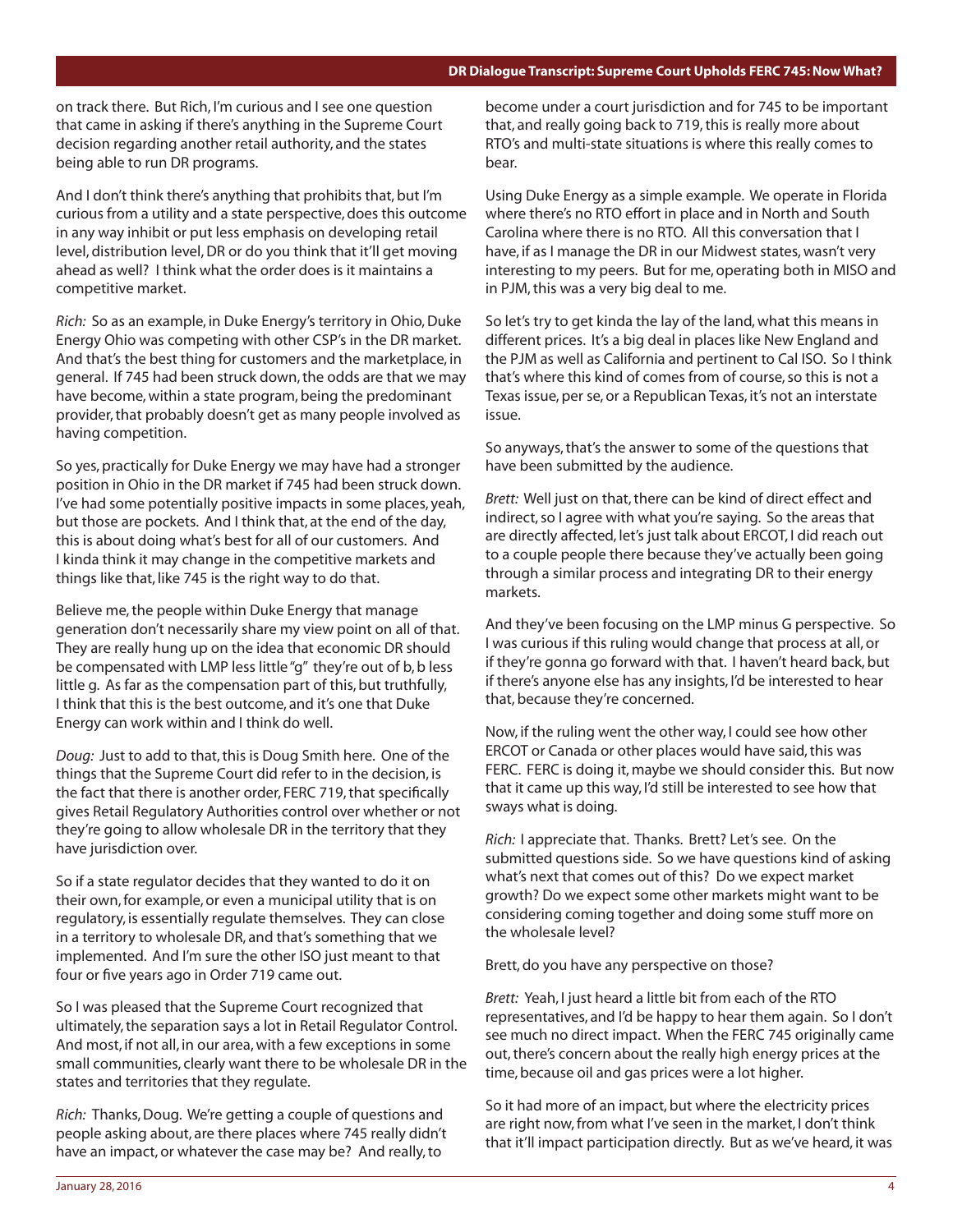on track there. But Rich, I'm curious and I see one question that came in asking if there's anything in the Supreme Court decision regarding another retail authority, and the states being able to run DR programs.

And I don't think there's anything that prohibits that, but I'm curious from a utility and a state perspective, does this outcome in any way inhibit or put less emphasis on developing retail level, distribution level, DR or do you think that it'll get moving ahead as well? I think what the order does is it maintains a competitive market.

*Rich:* So as an example, in Duke Energy's territory in Ohio, Duke Energy Ohio was competing with other CSP's in the DR market. And that's the best thing for customers and the marketplace, in general. If 745 had been struck down, the odds are that we may have become, within a state program, being the predominant provider, that probably doesn't get as many people involved as having competition.

So yes, practically for Duke Energy we may have had a stronger position in Ohio in the DR market if 745 had been struck down. I've had some potentially positive impacts in some places, yeah, but those are pockets. And I think that, at the end of the day, this is about doing what's best for all of our customers. And I kinda think it may change in the competitive markets and things like that, like 745 is the right way to do that.

Believe me, the people within Duke Energy that manage generation don't necessarily share my view point on all of that. They are really hung up on the idea that economic DR should be compensated with LMP less little "g" they're out of b, b less little g. As far as the compensation part of this, but truthfully, I think that this is the best outcome, and it's one that Duke Energy can work within and I think do well.

*Doug:* Just to add to that, this is Doug Smith here. One of the things that the Supreme Court did refer to in the decision, is the fact that there is another order, FERC 719, that specifically gives Retail Regulatory Authorities control over whether or not they're going to allow wholesale DR in the territory that they have jurisdiction over.

So if a state regulator decides that they wanted to do it on their own, for example, or even a municipal utility that is on regulatory, is essentially regulate themselves. They can close in a territory to wholesale DR, and that's something that we implemented. And I'm sure the other ISO just meant to that four or five years ago in Order 719 came out.

So I was pleased that the Supreme Court recognized that ultimately, the separation says a lot in Retail Regulator Control. And most, if not all, in our area, with a few exceptions in some small communities, clearly want there to be wholesale DR in the states and territories that they regulate.

*Rich:* Thanks, Doug. We're getting a couple of questions and people asking about, are there places where 745 really didn't have an impact, or whatever the case may be? And really, to become under a court jurisdiction and for 745 to be important that, and really going back to 719, this is really more about RTO's and multi-state situations is where this really comes to bear.

Using Duke Energy as a simple example. We operate in Florida where there's no RTO effort in place and in North and South Carolina where there is no RTO. All this conversation that I have, if as I manage the DR in our Midwest states, wasn't very interesting to my peers. But for me, operating both in MISO and in PJM, this was a very big deal to me.

So let's try to get kinda the lay of the land, what this means in different prices. It's a big deal in places like New England and the PJM as well as California and pertinent to Cal ISO. So I think that's where this kind of comes from of course, so this is not a Texas issue, per se, or a Republican Texas, it's not an interstate issue.

So anyways, that's the answer to some of the questions that have been submitted by the audience.

*Brett:* Well just on that, there can be kind of direct effect and indirect, so I agree with what you're saying. So the areas that are directly affected, let's just talk about ERCOT, I did reach out to a couple people there because they've actually been going through a similar process and integrating DR to their energy markets.

And they've been focusing on the LMP minus G perspective. So I was curious if this ruling would change that process at all, or if they're gonna go forward with that. I haven't heard back, but if there's anyone else has any insights, I'd be interested to hear that, because they're concerned.

Now, if the ruling went the other way, I could see how other ERCOT or Canada or other places would have said, this was FERC. FERC is doing it, maybe we should consider this. But now that it came up this way, I'd still be interested to see how that sways what is doing.

*Rich:* I appreciate that. Thanks. Brett? Let's see. On the submitted questions side. So we have questions kind of asking what's next that comes out of this? Do we expect market growth? Do we expect some other markets might want to be considering coming together and doing some stuff more on the wholesale level?

Brett, do you have any perspective on those?

*Brett:* Yeah, I just heard a little bit from each of the RTO representatives, and I'd be happy to hear them again. So I don't see much no direct impact. When the FERC 745 originally came out, there's concern about the really high energy prices at the time, because oil and gas prices were a lot higher.

So it had more of an impact, but where the electricity prices are right now, from what I've seen in the market, I don't think that it'll impact participation directly. But as we've heard, it was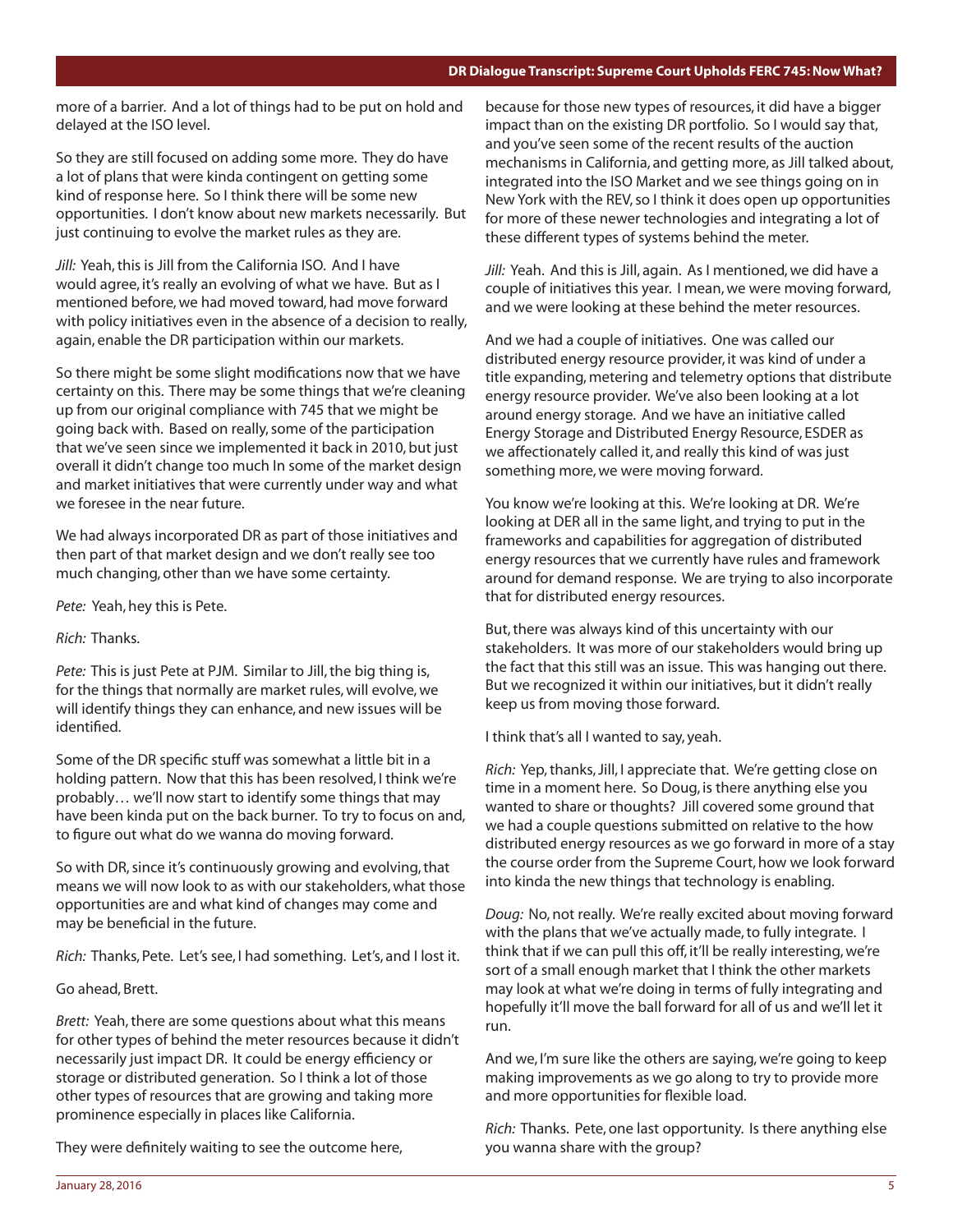more of a barrier. And a lot of things had to be put on hold and delayed at the ISO level.

So they are still focused on adding some more. They do have a lot of plans that were kinda contingent on getting some kind of response here. So I think there will be some new opportunities. I don't know about new markets necessarily. But just continuing to evolve the market rules as they are.

*Jill:* Yeah, this is Jill from the California ISO. And I have would agree, it's really an evolving of what we have. But as I mentioned before, we had moved toward, had move forward with policy initiatives even in the absence of a decision to really, again, enable the DR participation within our markets.

So there might be some slight modifications now that we have certainty on this. There may be some things that we're cleaning up from our original compliance with 745 that we might be going back with. Based on really, some of the participation that we've seen since we implemented it back in 2010, but just overall it didn't change too much In some of the market design and market initiatives that were currently under way and what we foresee in the near future.

We had always incorporated DR as part of those initiatives and then part of that market design and we don't really see too much changing, other than we have some certainty.

*Pete:* Yeah, hey this is Pete.

*Rich:* Thanks.

*Pete:* This is just Pete at PJM. Similar to Jill, the big thing is, for the things that normally are market rules, will evolve, we will identify things they can enhance, and new issues will be identified.

Some of the DR specific stuff was somewhat a little bit in a holding pattern. Now that this has been resolved, I think we're probably… we'll now start to identify some things that may have been kinda put on the back burner. To try to focus on and, to figure out what do we wanna do moving forward.

So with DR, since it's continuously growing and evolving, that means we will now look to as with our stakeholders, what those opportunities are and what kind of changes may come and may be beneficial in the future.

*Rich:* Thanks, Pete. Let's see, I had something. Let's, and I lost it.

Go ahead, Brett.

*Brett:* Yeah, there are some questions about what this means for other types of behind the meter resources because it didn't necessarily just impact DR. It could be energy efficiency or storage or distributed generation. So I think a lot of those other types of resources that are growing and taking more prominence especially in places like California.

They were definitely waiting to see the outcome here, because for those new types of resources, it did have a bigger impact than on the existing DR portfolio. So I would say that, and you've seen some of the recent results of the auction mechanisms in California, and getting more, as Jill talked about, integrated into the ISO Market and we see things going on in New York with the REV, so I think it does open up opportunities for more of these newer technologies and integrating a lot of these different types of systems behind the meter.

*Jill:* Yeah. And this is Jill, again. As I mentioned, we did have a couple of initiatives this year. I mean, we were moving forward, and we were looking at these behind the meter resources.

And we had a couple of initiatives. One was called our distributed energy resource provider, it was kind of under a title expanding, metering and telemetry options that distribute energy resource provider. We've also been looking at a lot around energy storage. And we have an initiative called Energy Storage and Distributed Energy Resource, ESDER as we affectionately called it, and really this kind of was just something more, we were moving forward.

You know we're looking at this. We're looking at DR. We're looking at DER all in the same light, and trying to put in the frameworks and capabilities for aggregation of distributed energy resources that we currently have rules and framework around for demand response. We are trying to also incorporate that for distributed energy resources.

But, there was always kind of this uncertainty with our stakeholders. It was more of our stakeholders would bring up the fact that this still was an issue. This was hanging out there. But we recognized it within our initiatives, but it didn't really keep us from moving those forward.

I think that's all I wanted to say, yeah.

*Rich:* Yep, thanks, Jill, I appreciate that. We're getting close on time in a moment here. So Doug, is there anything else you wanted to share or thoughts? Jill covered some ground that we had a couple questions submitted on relative to the how distributed energy resources as we go forward in more of a stay the course order from the Supreme Court, how we look forward into kinda the new things that technology is enabling.

*Doug:* No, not really. We're really excited about moving forward with the plans that we've actually made, to fully integrate. I think that if we can pull this off, it'll be really interesting, we're sort of a small enough market that I think the other markets may look at what we're doing in terms of fully integrating and hopefully it'll move the ball forward for all of us and we'll let it run.

And we, I'm sure like the others are saying, we're going to keep making improvements as we go along to try to provide more and more opportunities for flexible load.

*Rich:* Thanks. Pete, one last opportunity. Is there anything else you wanna share with the group?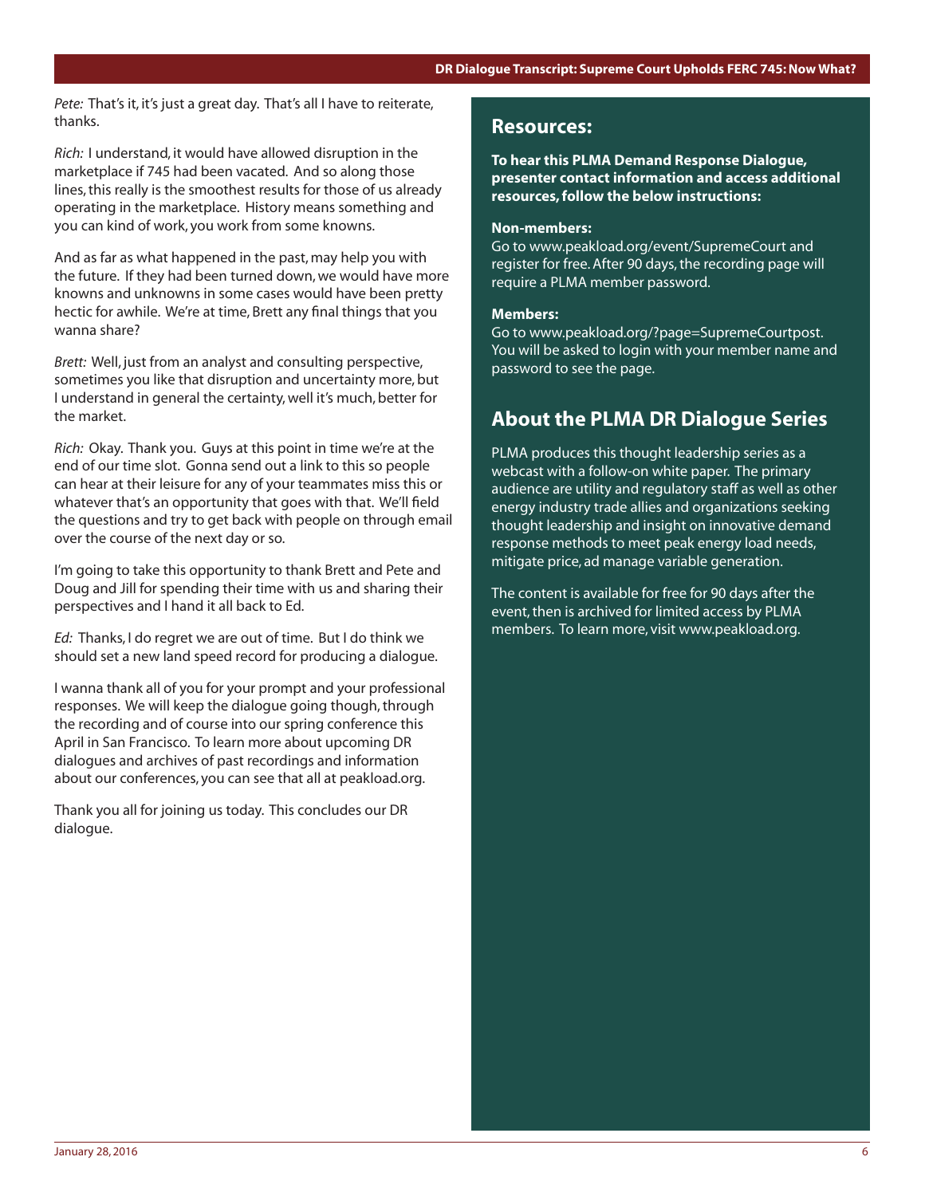*Pete:* That's it, it's just a great day. That's all I have to reiterate, thanks.

*Rich:* I understand, it would have allowed disruption in the marketplace if 745 had been vacated. And so along those lines, this really is the smoothest results for those of us already operating in the marketplace. History means something and you can kind of work, you work from some knowns.

And as far as what happened in the past, may help you with the future. If they had been turned down, we would have more knowns and unknowns in some cases would have been pretty hectic for awhile. We're at time, Brett any final things that you wanna share?

*Brett:* Well, just from an analyst and consulting perspective, sometimes you like that disruption and uncertainty more, but I understand in general the certainty, well it's much, better for the market.

*Rich:* Okay. Thank you. Guys at this point in time we're at the end of our time slot. Gonna send out a link to this so people can hear at their leisure for any of your teammates miss this or whatever that's an opportunity that goes with that. We'll field the questions and try to get back with people on through email over the course of the next day or so.

I'm going to take this opportunity to thank Brett and Pete and Doug and Jill for spending their time with us and sharing their perspectives and I hand it all back to Ed.

*Ed:* Thanks, I do regret we are out of time. But I do think we should set a new land speed record for producing a dialogue.

I wanna thank all of you for your prompt and your professional responses. We will keep the dialogue going though, through the recording and of course into our spring conference this April in San Francisco. To learn more about upcoming DR dialogues and archives of past recordings and information about our conferences, you can see that all at peakload.org.

Thank you all for joining us today. This concludes our DR dialogue.

## Resources:

**To hear this PLMA Demand Response Dialogue, presenter contact information and access additional resources, follow the below instructions:**

**Non-members:**
Go to www.peakload.org/event/SupremeCourt and register for free. After 90 days, the recording page will require a PLMA member password.

**Members:**
Go to www.peakload.org/?page=SupremeCourtpost. You will be asked to login with your member name and password to see the page.

## About the PLMA DR Dialogue Series

PLMA produces this thought leadership series as a webcast with a follow-on white paper. The primary audience are utility and regulatory staff as well as other energy industry trade allies and organizations seeking thought leadership and insight on innovative demand response methods to meet peak energy load needs, mitigate price, ad manage variable generation.

The content is available for free for 90 days after the event, then is archived for limited access by PLMA members. To learn more, visit www.peakload.org.